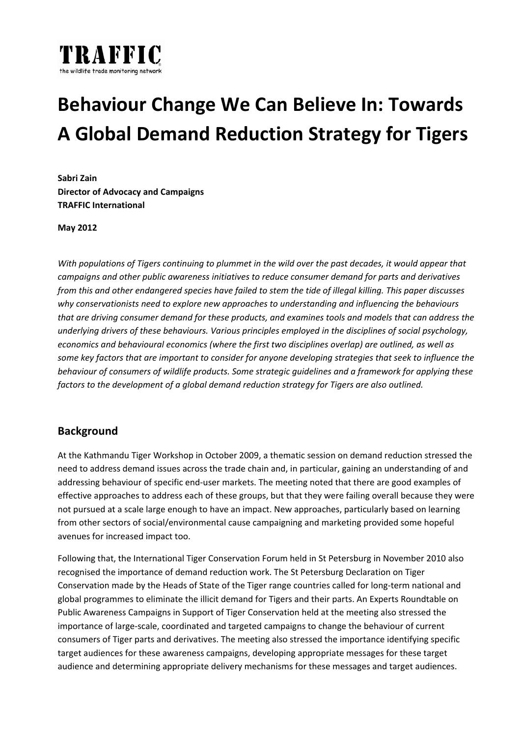**TRAFFIC**
the wildlife trade monitoring network

# Behaviour Change We Can Believe In: Towards A Global Demand Reduction Strategy for Tigers

**Sabri Zain**
**Director of Advocacy and Campaigns**
**TRAFFIC International**

**May 2012**

*With populations of Tigers continuing to plummet in the wild over the past decades, it would appear that campaigns and other public awareness initiatives to reduce consumer demand for parts and derivatives from this and other endangered species have failed to stem the tide of illegal killing. This paper discusses why conservationists need to explore new approaches to understanding and influencing the behaviours that are driving consumer demand for these products, and examines tools and models that can address the underlying drivers of these behaviours. Various principles employed in the disciplines of social psychology, economics and behavioural economics (where the first two disciplines overlap) are outlined, as well as some key factors that are important to consider for anyone developing strategies that seek to influence the behaviour of consumers of wildlife products. Some strategic guidelines and a framework for applying these factors to the development of a global demand reduction strategy for Tigers are also outlined.*

## Background

At the Kathmandu Tiger Workshop in October 2009, a thematic session on demand reduction stressed the need to address demand issues across the trade chain and, in particular, gaining an understanding of and addressing behaviour of specific end-user markets. The meeting noted that there are good examples of effective approaches to address each of these groups, but that they were failing overall because they were not pursued at a scale large enough to have an impact. New approaches, particularly based on learning from other sectors of social/environmental cause campaigning and marketing provided some hopeful avenues for increased impact too.

Following that, the International Tiger Conservation Forum held in St Petersburg in November 2010 also recognised the importance of demand reduction work. The St Petersburg Declaration on Tiger Conservation made by the Heads of State of the Tiger range countries called for long-term national and global programmes to eliminate the illicit demand for Tigers and their parts. An Experts Roundtable on Public Awareness Campaigns in Support of Tiger Conservation held at the meeting also stressed the importance of large-scale, coordinated and targeted campaigns to change the behaviour of current consumers of Tiger parts and derivatives. The meeting also stressed the importance identifying specific target audiences for these awareness campaigns, developing appropriate messages for these target audience and determining appropriate delivery mechanisms for these messages and target audiences.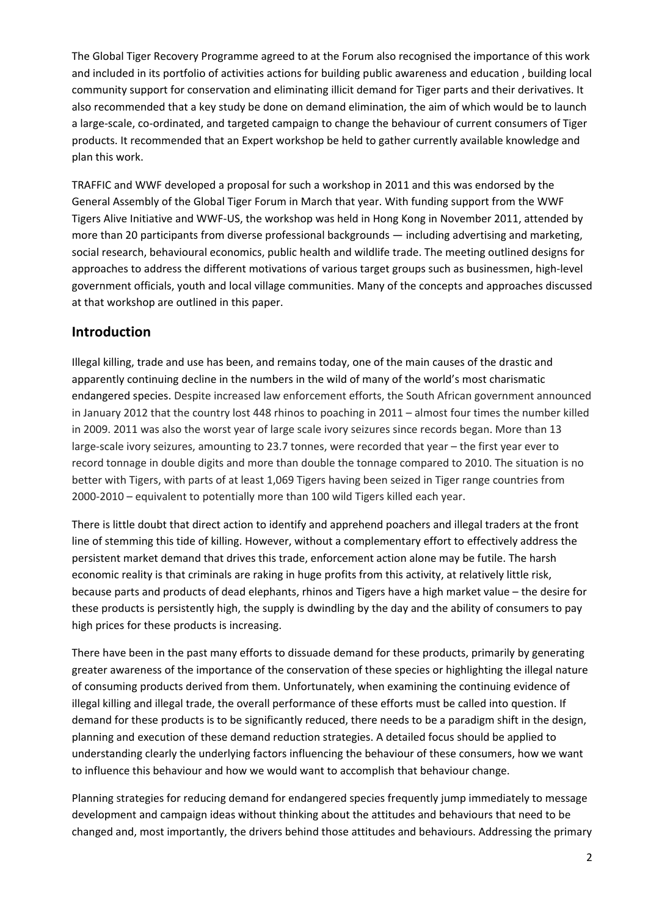The Global Tiger Recovery Programme agreed to at the Forum also recognised the importance of this work and included in its portfolio of activities actions for building public awareness and education , building local community support for conservation and eliminating illicit demand for Tiger parts and their derivatives. It also recommended that a key study be done on demand elimination, the aim of which would be to launch a large-scale, co-ordinated, and targeted campaign to change the behaviour of current consumers of Tiger products. It recommended that an Expert workshop be held to gather currently available knowledge and plan this work.

TRAFFIC and WWF developed a proposal for such a workshop in 2011 and this was endorsed by the General Assembly of the Global Tiger Forum in March that year. With funding support from the WWF Tigers Alive Initiative and WWF-US, the workshop was held in Hong Kong in November 2011, attended by more than 20 participants from diverse professional backgrounds — including advertising and marketing, social research, behavioural economics, public health and wildlife trade. The meeting outlined designs for approaches to address the different motivations of various target groups such as businessmen, high-level government officials, youth and local village communities. Many of the concepts and approaches discussed at that workshop are outlined in this paper.

## Introduction

Illegal killing, trade and use has been, and remains today, one of the main causes of the drastic and apparently continuing decline in the numbers in the wild of many of the world's most charismatic endangered species. Despite increased law enforcement efforts, the South African government announced in January 2012 that the country lost 448 rhinos to poaching in 2011 – almost four times the number killed in 2009. 2011 was also the worst year of large scale ivory seizures since records began. More than 13 large-scale ivory seizures, amounting to 23.7 tonnes, were recorded that year – the first year ever to record tonnage in double digits and more than double the tonnage compared to 2010. The situation is no better with Tigers, with parts of at least 1,069 Tigers having been seized in Tiger range countries from 2000-2010 – equivalent to potentially more than 100 wild Tigers killed each year.

There is little doubt that direct action to identify and apprehend poachers and illegal traders at the front line of stemming this tide of killing. However, without a complementary effort to effectively address the persistent market demand that drives this trade, enforcement action alone may be futile. The harsh economic reality is that criminals are raking in huge profits from this activity, at relatively little risk, because parts and products of dead elephants, rhinos and Tigers have a high market value – the desire for these products is persistently high, the supply is dwindling by the day and the ability of consumers to pay high prices for these products is increasing.

There have been in the past many efforts to dissuade demand for these products, primarily by generating greater awareness of the importance of the conservation of these species or highlighting the illegal nature of consuming products derived from them. Unfortunately, when examining the continuing evidence of illegal killing and illegal trade, the overall performance of these efforts must be called into question. If demand for these products is to be significantly reduced, there needs to be a paradigm shift in the design, planning and execution of these demand reduction strategies. A detailed focus should be applied to understanding clearly the underlying factors influencing the behaviour of these consumers, how we want to influence this behaviour and how we would want to accomplish that behaviour change.

Planning strategies for reducing demand for endangered species frequently jump immediately to message development and campaign ideas without thinking about the attitudes and behaviours that need to be changed and, most importantly, the drivers behind those attitudes and behaviours. Addressing the primary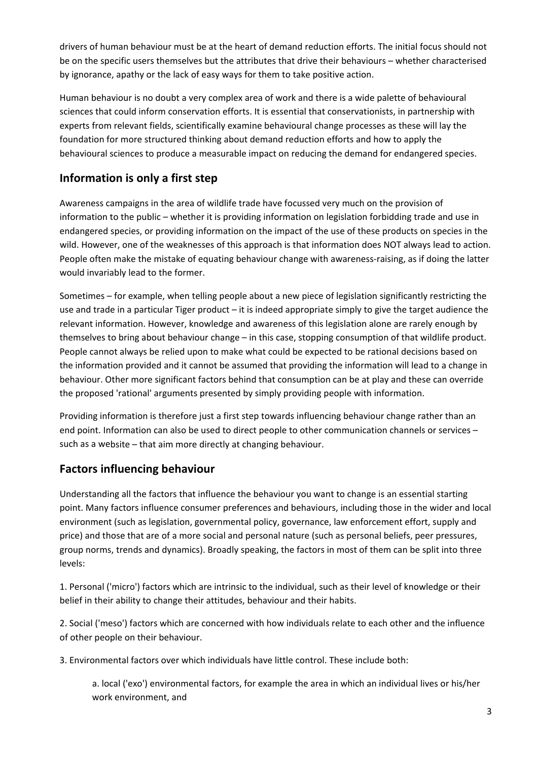drivers of human behaviour must be at the heart of demand reduction efforts. The initial focus should not be on the specific users themselves but the attributes that drive their behaviours – whether characterised by ignorance, apathy or the lack of easy ways for them to take positive action.

Human behaviour is no doubt a very complex area of work and there is a wide palette of behavioural sciences that could inform conservation efforts. It is essential that conservationists, in partnership with experts from relevant fields, scientifically examine behavioural change processes as these will lay the foundation for more structured thinking about demand reduction efforts and how to apply the behavioural sciences to produce a measurable impact on reducing the demand for endangered species.

## Information is only a first step

Awareness campaigns in the area of wildlife trade have focussed very much on the provision of information to the public – whether it is providing information on legislation forbidding trade and use in endangered species, or providing information on the impact of the use of these products on species in the wild. However, one of the weaknesses of this approach is that information does NOT always lead to action. People often make the mistake of equating behaviour change with awareness-raising, as if doing the latter would invariably lead to the former.

Sometimes – for example, when telling people about a new piece of legislation significantly restricting the use and trade in a particular Tiger product – it is indeed appropriate simply to give the target audience the relevant information. However, knowledge and awareness of this legislation alone are rarely enough by themselves to bring about behaviour change – in this case, stopping consumption of that wildlife product. People cannot always be relied upon to make what could be expected to be rational decisions based on the information provided and it cannot be assumed that providing the information will lead to a change in behaviour. Other more significant factors behind that consumption can be at play and these can override the proposed 'rational' arguments presented by simply providing people with information.

Providing information is therefore just a first step towards influencing behaviour change rather than an end point. Information can also be used to direct people to other communication channels or services – such as a website – that aim more directly at changing behaviour.

## Factors influencing behaviour

Understanding all the factors that influence the behaviour you want to change is an essential starting point. Many factors influence consumer preferences and behaviours, including those in the wider and local environment (such as legislation, governmental policy, governance, law enforcement effort, supply and price) and those that are of a more social and personal nature (such as personal beliefs, peer pressures, group norms, trends and dynamics). Broadly speaking, the factors in most of them can be split into three levels:

1. Personal ('micro') factors which are intrinsic to the individual, such as their level of knowledge or their belief in their ability to change their attitudes, behaviour and their habits.

2. Social ('meso') factors which are concerned with how individuals relate to each other and the influence of other people on their behaviour.

3. Environmental factors over which individuals have little control. These include both:

   a. local ('exo') environmental factors, for example the area in which an individual lives or his/her work environment, and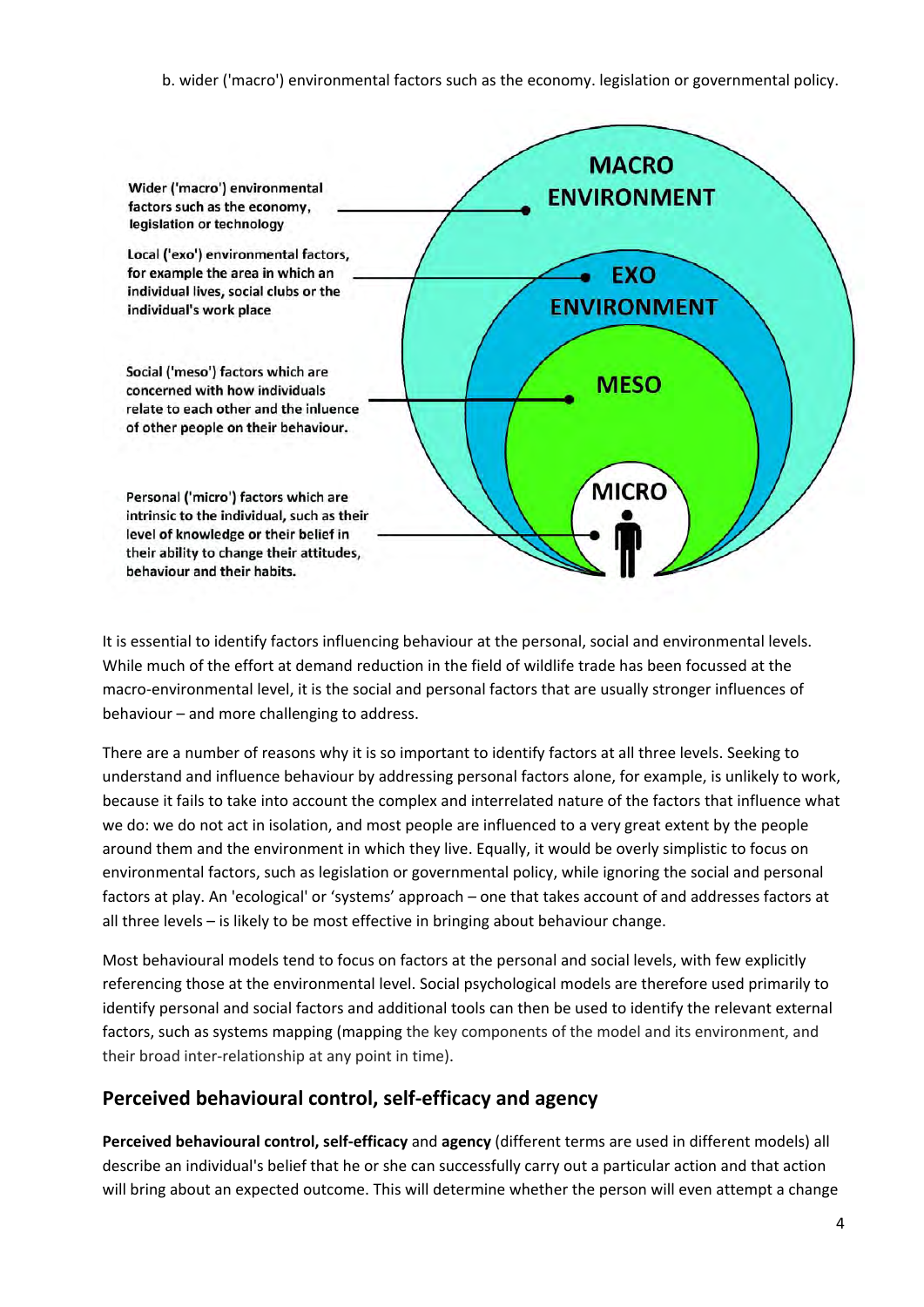b. wider ('macro') environmental factors such as the economy. legislation or governmental policy.

Wider ('macro') environmental factors such as the economy, legislation or technology

Local ('exo') environmental factors, for example the area in which an individual lives, social clubs or the individual's work place

Social ('meso') factors which are concerned with how individuals relate to each other and the inluence of other people on their behaviour.

Personal ('micro') factors which are intrinsic to the individual, such as their level of knowledge or their belief in their ability to change their attitudes, behaviour and their habits.

MACRO ENVIRONMENT

EXO ENVIRONMENT

MESO

MICRO

It is essential to identify factors influencing behaviour at the personal, social and environmental levels. While much of the effort at demand reduction in the field of wildlife trade has been focussed at the macro-environmental level, it is the social and personal factors that are usually stronger influences of behaviour – and more challenging to address.

There are a number of reasons why it is so important to identify factors at all three levels. Seeking to understand and influence behaviour by addressing personal factors alone, for example, is unlikely to work, because it fails to take into account the complex and interrelated nature of the factors that influence what we do: we do not act in isolation, and most people are influenced to a very great extent by the people around them and the environment in which they live. Equally, it would be overly simplistic to focus on environmental factors, such as legislation or governmental policy, while ignoring the social and personal factors at play. An 'ecological' or 'systems' approach – one that takes account of and addresses factors at all three levels – is likely to be most effective in bringing about behaviour change.

Most behavioural models tend to focus on factors at the personal and social levels, with few explicitly referencing those at the environmental level. Social psychological models are therefore used primarily to identify personal and social factors and additional tools can then be used to identify the relevant external factors, such as systems mapping (mapping the key components of the model and its environment, and their broad inter-relationship at any point in time).

## Perceived behavioural control, self-efficacy and agency

**Perceived behavioural control, self-efficacy** and **agency** (different terms are used in different models) all describe an individual's belief that he or she can successfully carry out a particular action and that action will bring about an expected outcome. This will determine whether the person will even attempt a change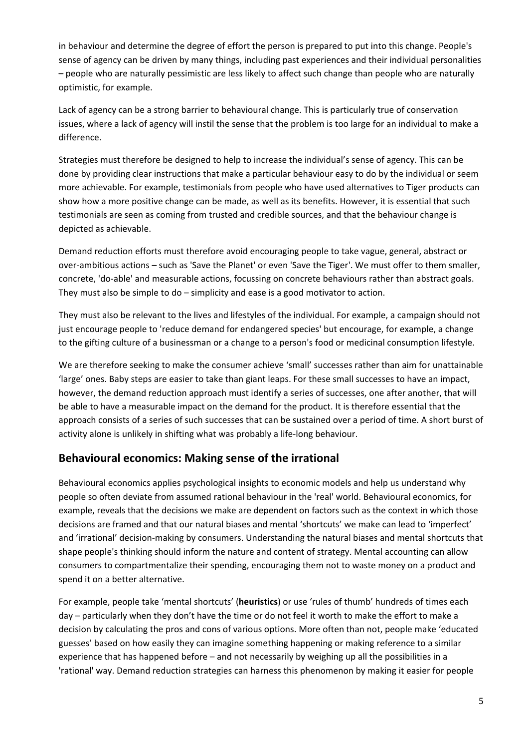in behaviour and determine the degree of effort the person is prepared to put into this change. People's sense of agency can be driven by many things, including past experiences and their individual personalities – people who are naturally pessimistic are less likely to affect such change than people who are naturally optimistic, for example.

Lack of agency can be a strong barrier to behavioural change. This is particularly true of conservation issues, where a lack of agency will instil the sense that the problem is too large for an individual to make a difference.

Strategies must therefore be designed to help to increase the individual's sense of agency. This can be done by providing clear instructions that make a particular behaviour easy to do by the individual or seem more achievable. For example, testimonials from people who have used alternatives to Tiger products can show how a more positive change can be made, as well as its benefits. However, it is essential that such testimonials are seen as coming from trusted and credible sources, and that the behaviour change is depicted as achievable.

Demand reduction efforts must therefore avoid encouraging people to take vague, general, abstract or over-ambitious actions – such as 'Save the Planet' or even 'Save the Tiger'. We must offer to them smaller, concrete, 'do-able' and measurable actions, focussing on concrete behaviours rather than abstract goals. They must also be simple to do – simplicity and ease is a good motivator to action.

They must also be relevant to the lives and lifestyles of the individual. For example, a campaign should not just encourage people to 'reduce demand for endangered species' but encourage, for example, a change to the gifting culture of a businessman or a change to a person's food or medicinal consumption lifestyle.

We are therefore seeking to make the consumer achieve 'small' successes rather than aim for unattainable 'large' ones. Baby steps are easier to take than giant leaps. For these small successes to have an impact, however, the demand reduction approach must identify a series of successes, one after another, that will be able to have a measurable impact on the demand for the product. It is therefore essential that the approach consists of a series of such successes that can be sustained over a period of time. A short burst of activity alone is unlikely in shifting what was probably a life-long behaviour.

## Behavioural economics: Making sense of the irrational

Behavioural economics applies psychological insights to economic models and help us understand why people so often deviate from assumed rational behaviour in the 'real' world. Behavioural economics, for example, reveals that the decisions we make are dependent on factors such as the context in which those decisions are framed and that our natural biases and mental 'shortcuts' we make can lead to 'imperfect' and 'irrational' decision-making by consumers. Understanding the natural biases and mental shortcuts that shape people's thinking should inform the nature and content of strategy. Mental accounting can allow consumers to compartmentalize their spending, encouraging them not to waste money on a product and spend it on a better alternative.

For example, people take 'mental shortcuts' (**heuristics**) or use 'rules of thumb' hundreds of times each day – particularly when they don't have the time or do not feel it worth to make the effort to make a decision by calculating the pros and cons of various options. More often than not, people make 'educated guesses' based on how easily they can imagine something happening or making reference to a similar experience that has happened before – and not necessarily by weighing up all the possibilities in a 'rational' way. Demand reduction strategies can harness this phenomenon by making it easier for people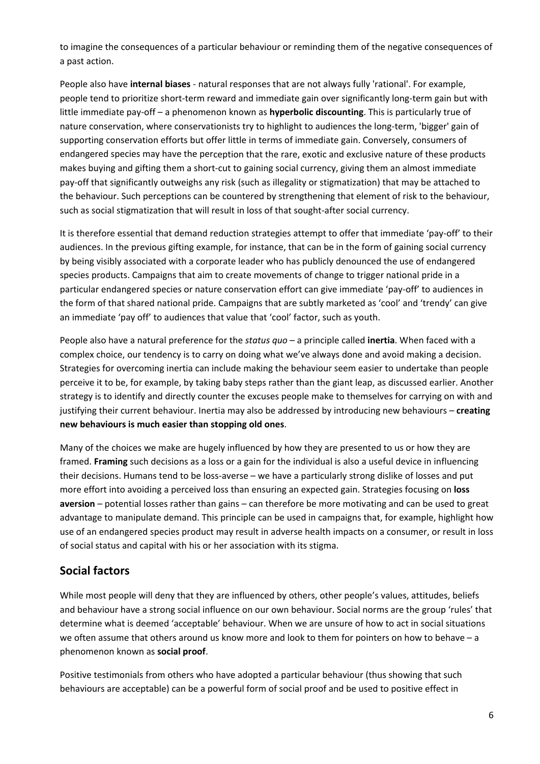to imagine the consequences of a particular behaviour or reminding them of the negative consequences of a past action.

People also have **internal biases** - natural responses that are not always fully 'rational'. For example, people tend to prioritize short-term reward and immediate gain over significantly long-term gain but with little immediate pay-off – a phenomenon known as **hyperbolic discounting**. This is particularly true of nature conservation, where conservationists try to highlight to audiences the long-term, 'bigger' gain of supporting conservation efforts but offer little in terms of immediate gain. Conversely, consumers of endangered species may have the perception that the rare, exotic and exclusive nature of these products makes buying and gifting them a short-cut to gaining social currency, giving them an almost immediate pay-off that significantly outweighs any risk (such as illegality or stigmatization) that may be attached to the behaviour. Such perceptions can be countered by strengthening that element of risk to the behaviour, such as social stigmatization that will result in loss of that sought-after social currency.

It is therefore essential that demand reduction strategies attempt to offer that immediate 'pay-off' to their audiences. In the previous gifting example, for instance, that can be in the form of gaining social currency by being visibly associated with a corporate leader who has publicly denounced the use of endangered species products. Campaigns that aim to create movements of change to trigger national pride in a particular endangered species or nature conservation effort can give immediate 'pay-off' to audiences in the form of that shared national pride. Campaigns that are subtly marketed as 'cool' and 'trendy' can give an immediate 'pay off' to audiences that value that 'cool' factor, such as youth.

People also have a natural preference for the *status quo* – a principle called **inertia**. When faced with a complex choice, our tendency is to carry on doing what we've always done and avoid making a decision. Strategies for overcoming inertia can include making the behaviour seem easier to undertake than people perceive it to be, for example, by taking baby steps rather than the giant leap, as discussed earlier. Another strategy is to identify and directly counter the excuses people make to themselves for carrying on with and justifying their current behaviour. Inertia may also be addressed by introducing new behaviours – **creating new behaviours is much easier than stopping old ones**.

Many of the choices we make are hugely influenced by how they are presented to us or how they are framed. **Framing** such decisions as a loss or a gain for the individual is also a useful device in influencing their decisions. Humans tend to be loss-averse – we have a particularly strong dislike of losses and put more effort into avoiding a perceived loss than ensuring an expected gain. Strategies focusing on **loss aversion** – potential losses rather than gains – can therefore be more motivating and can be used to great advantage to manipulate demand. This principle can be used in campaigns that, for example, highlight how use of an endangered species product may result in adverse health impacts on a consumer, or result in loss of social status and capital with his or her association with its stigma.

## Social factors

While most people will deny that they are influenced by others, other people's values, attitudes, beliefs and behaviour have a strong social influence on our own behaviour. Social norms are the group 'rules' that determine what is deemed 'acceptable' behaviour. When we are unsure of how to act in social situations we often assume that others around us know more and look to them for pointers on how to behave – a phenomenon known as **social proof**.

Positive testimonials from others who have adopted a particular behaviour (thus showing that such behaviours are acceptable) can be a powerful form of social proof and be used to positive effect in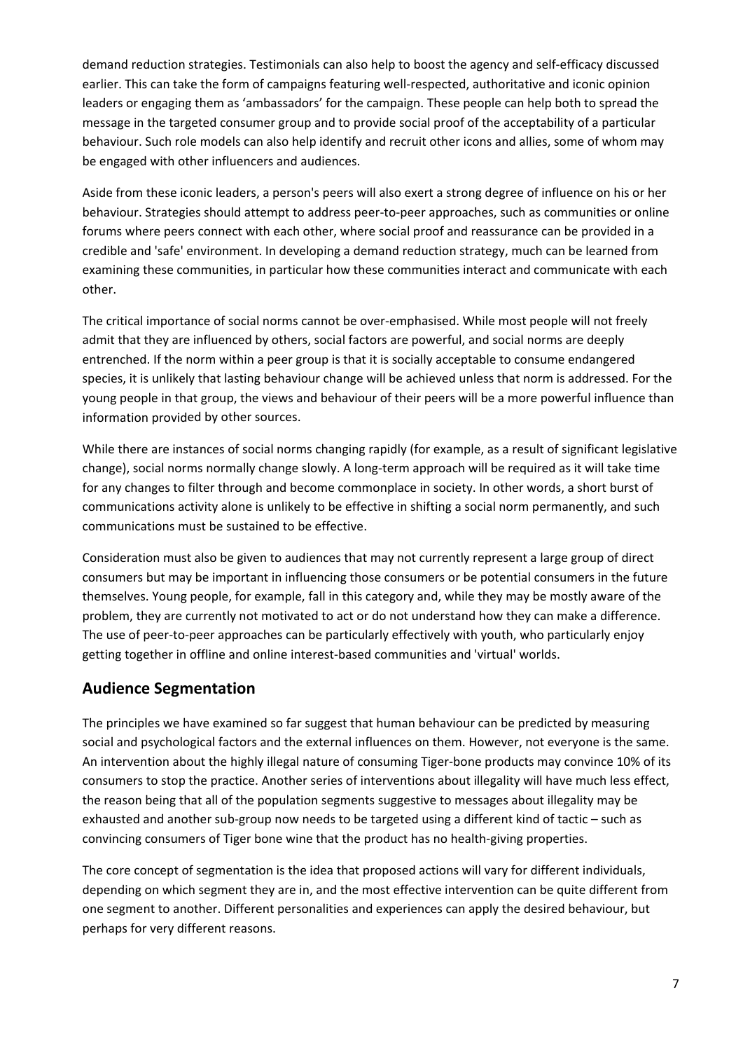demand reduction strategies. Testimonials can also help to boost the agency and self-efficacy discussed earlier. This can take the form of campaigns featuring well-respected, authoritative and iconic opinion leaders or engaging them as 'ambassadors' for the campaign. These people can help both to spread the message in the targeted consumer group and to provide social proof of the acceptability of a particular behaviour. Such role models can also help identify and recruit other icons and allies, some of whom may be engaged with other influencers and audiences.

Aside from these iconic leaders, a person's peers will also exert a strong degree of influence on his or her behaviour. Strategies should attempt to address peer-to-peer approaches, such as communities or online forums where peers connect with each other, where social proof and reassurance can be provided in a credible and 'safe' environment. In developing a demand reduction strategy, much can be learned from examining these communities, in particular how these communities interact and communicate with each other.

The critical importance of social norms cannot be over-emphasised. While most people will not freely admit that they are influenced by others, social factors are powerful, and social norms are deeply entrenched. If the norm within a peer group is that it is socially acceptable to consume endangered species, it is unlikely that lasting behaviour change will be achieved unless that norm is addressed. For the young people in that group, the views and behaviour of their peers will be a more powerful influence than information provided by other sources.

While there are instances of social norms changing rapidly (for example, as a result of significant legislative change), social norms normally change slowly. A long-term approach will be required as it will take time for any changes to filter through and become commonplace in society. In other words, a short burst of communications activity alone is unlikely to be effective in shifting a social norm permanently, and such communications must be sustained to be effective.

Consideration must also be given to audiences that may not currently represent a large group of direct consumers but may be important in influencing those consumers or be potential consumers in the future themselves. Young people, for example, fall in this category and, while they may be mostly aware of the problem, they are currently not motivated to act or do not understand how they can make a difference. The use of peer-to-peer approaches can be particularly effectively with youth, who particularly enjoy getting together in offline and online interest-based communities and 'virtual' worlds.

## Audience Segmentation

The principles we have examined so far suggest that human behaviour can be predicted by measuring social and psychological factors and the external influences on them. However, not everyone is the same. An intervention about the highly illegal nature of consuming Tiger-bone products may convince 10% of its consumers to stop the practice. Another series of interventions about illegality will have much less effect, the reason being that all of the population segments suggestive to messages about illegality may be exhausted and another sub-group now needs to be targeted using a different kind of tactic – such as convincing consumers of Tiger bone wine that the product has no health-giving properties.

The core concept of segmentation is the idea that proposed actions will vary for different individuals, depending on which segment they are in, and the most effective intervention can be quite different from one segment to another. Different personalities and experiences can apply the desired behaviour, but perhaps for very different reasons.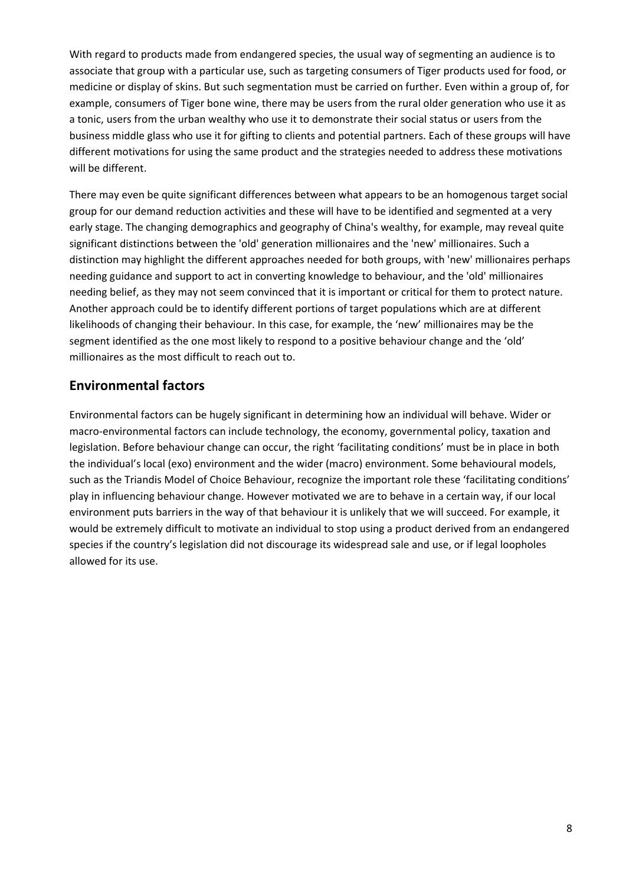With regard to products made from endangered species, the usual way of segmenting an audience is to associate that group with a particular use, such as targeting consumers of Tiger products used for food, or medicine or display of skins. But such segmentation must be carried on further. Even within a group of, for example, consumers of Tiger bone wine, there may be users from the rural older generation who use it as a tonic, users from the urban wealthy who use it to demonstrate their social status or users from the business middle glass who use it for gifting to clients and potential partners. Each of these groups will have different motivations for using the same product and the strategies needed to address these motivations will be different.

There may even be quite significant differences between what appears to be an homogenous target social group for our demand reduction activities and these will have to be identified and segmented at a very early stage. The changing demographics and geography of China's wealthy, for example, may reveal quite significant distinctions between the 'old' generation millionaires and the 'new' millionaires. Such a distinction may highlight the different approaches needed for both groups, with 'new' millionaires perhaps needing guidance and support to act in converting knowledge to behaviour, and the 'old' millionaires needing belief, as they may not seem convinced that it is important or critical for them to protect nature. Another approach could be to identify different portions of target populations which are at different likelihoods of changing their behaviour. In this case, for example, the 'new' millionaires may be the segment identified as the one most likely to respond to a positive behaviour change and the 'old' millionaires as the most difficult to reach out to.

## Environmental factors

Environmental factors can be hugely significant in determining how an individual will behave. Wider or macro-environmental factors can include technology, the economy, governmental policy, taxation and legislation. Before behaviour change can occur, the right 'facilitating conditions' must be in place in both the individual's local (exo) environment and the wider (macro) environment. Some behavioural models, such as the Triandis Model of Choice Behaviour, recognize the important role these 'facilitating conditions' play in influencing behaviour change. However motivated we are to behave in a certain way, if our local environment puts barriers in the way of that behaviour it is unlikely that we will succeed. For example, it would be extremely difficult to motivate an individual to stop using a product derived from an endangered species if the country's legislation did not discourage its widespread sale and use, or if legal loopholes allowed for its use.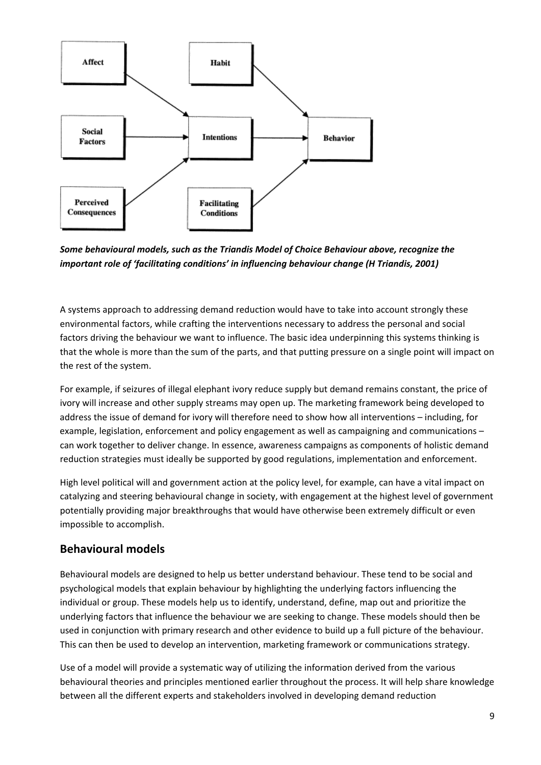*Some behavioural models, such as the Triandis Model of Choice Behaviour above, recognize the important role of 'facilitating conditions' in influencing behaviour change (H Triandis, 2001)*

A systems approach to addressing demand reduction would have to take into account strongly these environmental factors, while crafting the interventions necessary to address the personal and social factors driving the behaviour we want to influence. The basic idea underpinning this systems thinking is that the whole is more than the sum of the parts, and that putting pressure on a single point will impact on the rest of the system.

For example, if seizures of illegal elephant ivory reduce supply but demand remains constant, the price of ivory will increase and other supply streams may open up. The marketing framework being developed to address the issue of demand for ivory will therefore need to show how all interventions – including, for example, legislation, enforcement and policy engagement as well as campaigning and communications – can work together to deliver change. In essence, awareness campaigns as components of holistic demand reduction strategies must ideally be supported by good regulations, implementation and enforcement.

High level political will and government action at the policy level, for example, can have a vital impact on catalyzing and steering behavioural change in society, with engagement at the highest level of government potentially providing major breakthroughs that would have otherwise been extremely difficult or even impossible to accomplish.

## Behavioural models

Behavioural models are designed to help us better understand behaviour. These tend to be social and psychological models that explain behaviour by highlighting the underlying factors influencing the individual or group. These models help us to identify, understand, define, map out and prioritize the underlying factors that influence the behaviour we are seeking to change. These models should then be used in conjunction with primary research and other evidence to build up a full picture of the behaviour. This can then be used to develop an intervention, marketing framework or communications strategy.

Use of a model will provide a systematic way of utilizing the information derived from the various behavioural theories and principles mentioned earlier throughout the process. It will help share knowledge between all the different experts and stakeholders involved in developing demand reduction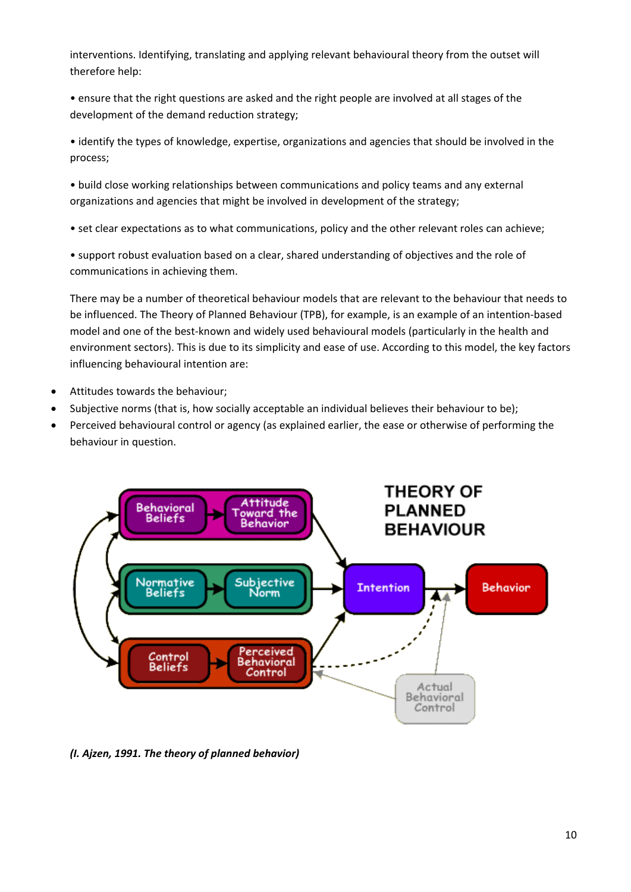interventions. Identifying, translating and applying relevant behavioural theory from the outset will therefore help:

• ensure that the right questions are asked and the right people are involved at all stages of the development of the demand reduction strategy;

• identify the types of knowledge, expertise, organizations and agencies that should be involved in the process;

• build close working relationships between communications and policy teams and any external organizations and agencies that might be involved in development of the strategy;

• set clear expectations as to what communications, policy and the other relevant roles can achieve;

• support robust evaluation based on a clear, shared understanding of objectives and the role of communications in achieving them.

There may be a number of theoretical behaviour models that are relevant to the behaviour that needs to be influenced. The Theory of Planned Behaviour (TPB), for example, is an example of an intention-based model and one of the best-known and widely used behavioural models (particularly in the health and environment sectors). This is due to its simplicity and ease of use. According to this model, the key factors influencing behavioural intention are:

- Attitudes towards the behaviour;
- Subjective norms (that is, how socially acceptable an individual believes their behaviour to be);
- Perceived behavioural control or agency (as explained earlier, the ease or otherwise of performing the behaviour in question.

***(I. Ajzen, 1991. The theory of planned behavior)***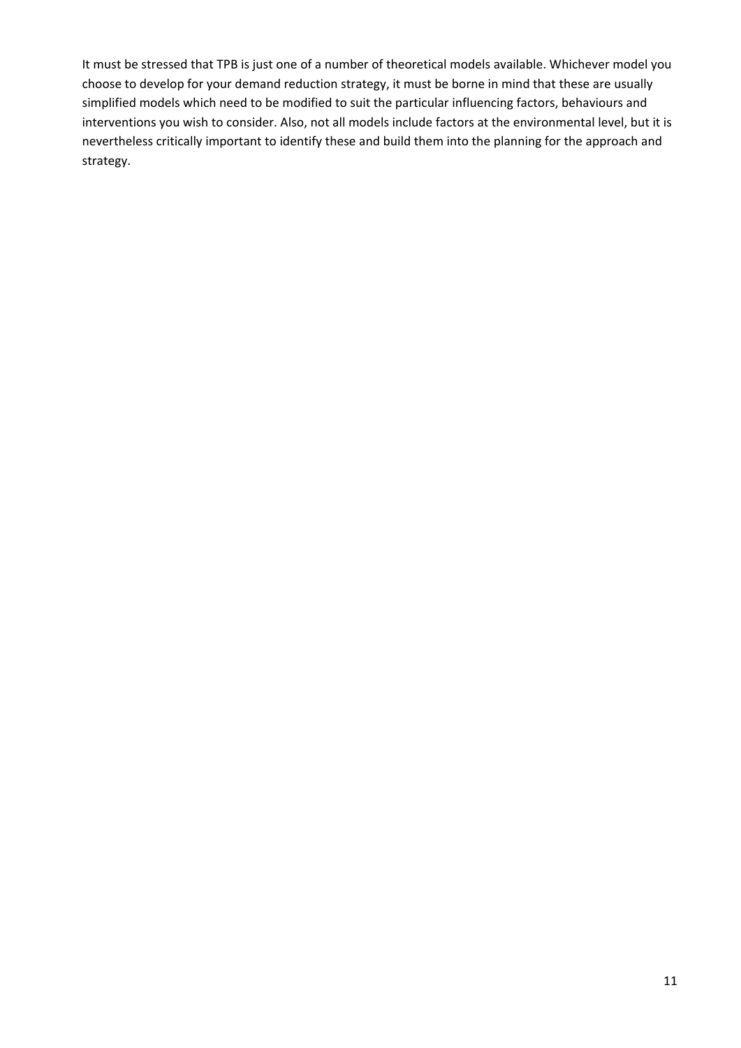It must be stressed that TPB is just one of a number of theoretical models available. Whichever model you choose to develop for your demand reduction strategy, it must be borne in mind that these are usually simplified models which need to be modified to suit the particular influencing factors, behaviours and interventions you wish to consider. Also, not all models include factors at the environmental level, but it is nevertheless critically important to identify these and build them into the planning for the approach and strategy.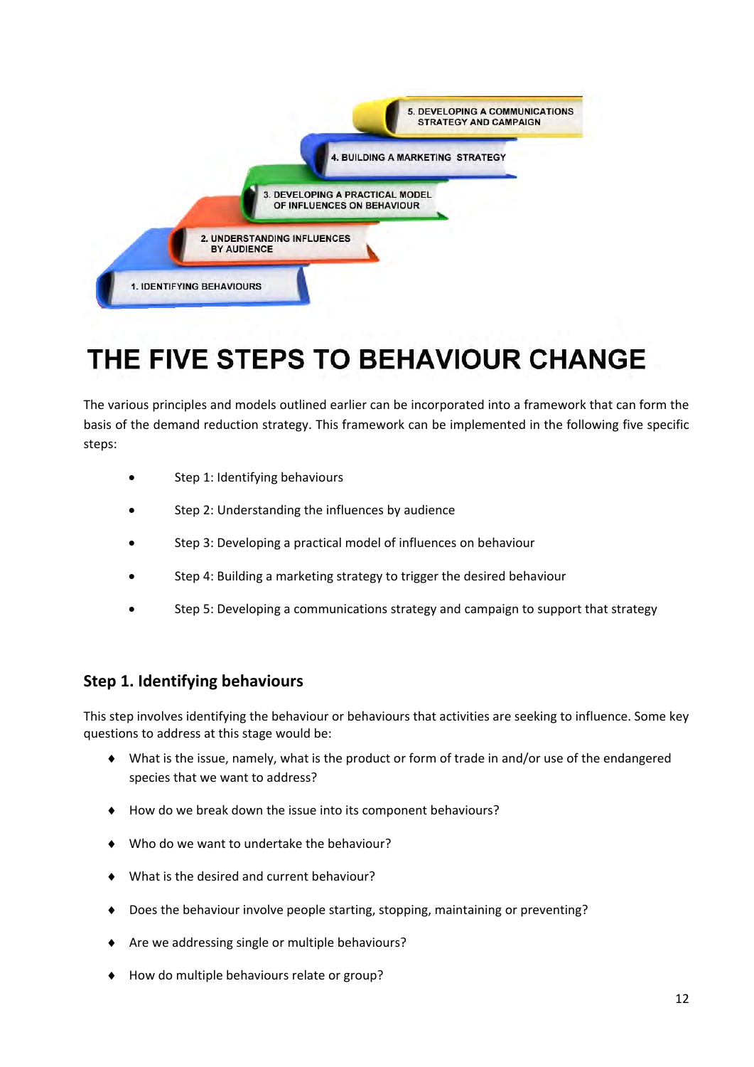# THE FIVE STEPS TO BEHAVIOUR CHANGE

The various principles and models outlined earlier can be incorporated into a framework that can form the basis of the demand reduction strategy. This framework can be implemented in the following five specific steps:

- Step 1: Identifying behaviours
- Step 2: Understanding the influences by audience
- Step 3: Developing a practical model of influences on behaviour
- Step 4: Building a marketing strategy to trigger the desired behaviour
- Step 5: Developing a communications strategy and campaign to support that strategy

## Step 1. Identifying behaviours

This step involves identifying the behaviour or behaviours that activities are seeking to influence. Some key questions to address at this stage would be:

- What is the issue, namely, what is the product or form of trade in and/or use of the endangered species that we want to address?
- How do we break down the issue into its component behaviours?
- Who do we want to undertake the behaviour?
- What is the desired and current behaviour?
- Does the behaviour involve people starting, stopping, maintaining or preventing?
- Are we addressing single or multiple behaviours?
- How do multiple behaviours relate or group?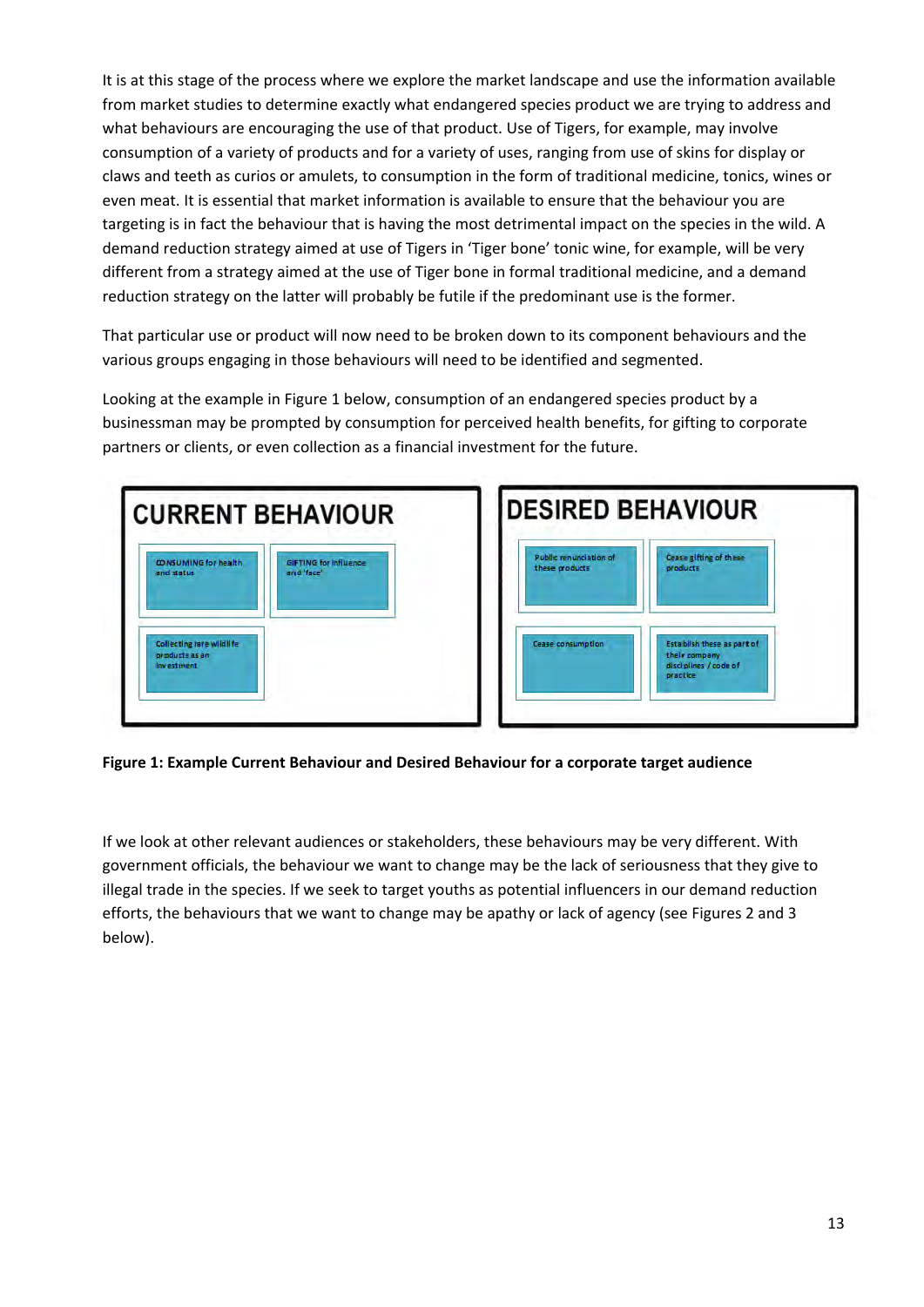It is at this stage of the process where we explore the market landscape and use the information available from market studies to determine exactly what endangered species product we are trying to address and what behaviours are encouraging the use of that product. Use of Tigers, for example, may involve consumption of a variety of products and for a variety of uses, ranging from use of skins for display or claws and teeth as curios or amulets, to consumption in the form of traditional medicine, tonics, wines or even meat. It is essential that market information is available to ensure that the behaviour you are targeting is in fact the behaviour that is having the most detrimental impact on the species in the wild. A demand reduction strategy aimed at use of Tigers in 'Tiger bone' tonic wine, for example, will be very different from a strategy aimed at the use of Tiger bone in formal traditional medicine, and a demand reduction strategy on the latter will probably be futile if the predominant use is the former.

That particular use or product will now need to be broken down to its component behaviours and the various groups engaging in those behaviours will need to be identified and segmented.

Looking at the example in Figure 1 below, consumption of an endangered species product by a businessman may be prompted by consumption for perceived health benefits, for gifting to corporate partners or clients, or even collection as a financial investment for the future.

**CURRENT BEHAVIOUR**

- CONSUMING for health and status
- GIFTING for influence and 'face'
- Collecting rare wildlife products as an investment

**DESIRED BEHAVIOUR**

- Public renunciation of these products
- Cease gifting of these products
- Cease consumption
- Establish these as part of their company disciplines / code of practice

**Figure 1: Example Current Behaviour and Desired Behaviour for a corporate target audience**

If we look at other relevant audiences or stakeholders, these behaviours may be very different. With government officials, the behaviour we want to change may be the lack of seriousness that they give to illegal trade in the species. If we seek to target youths as potential influencers in our demand reduction efforts, the behaviours that we want to change may be apathy or lack of agency (see Figures 2 and 3 below).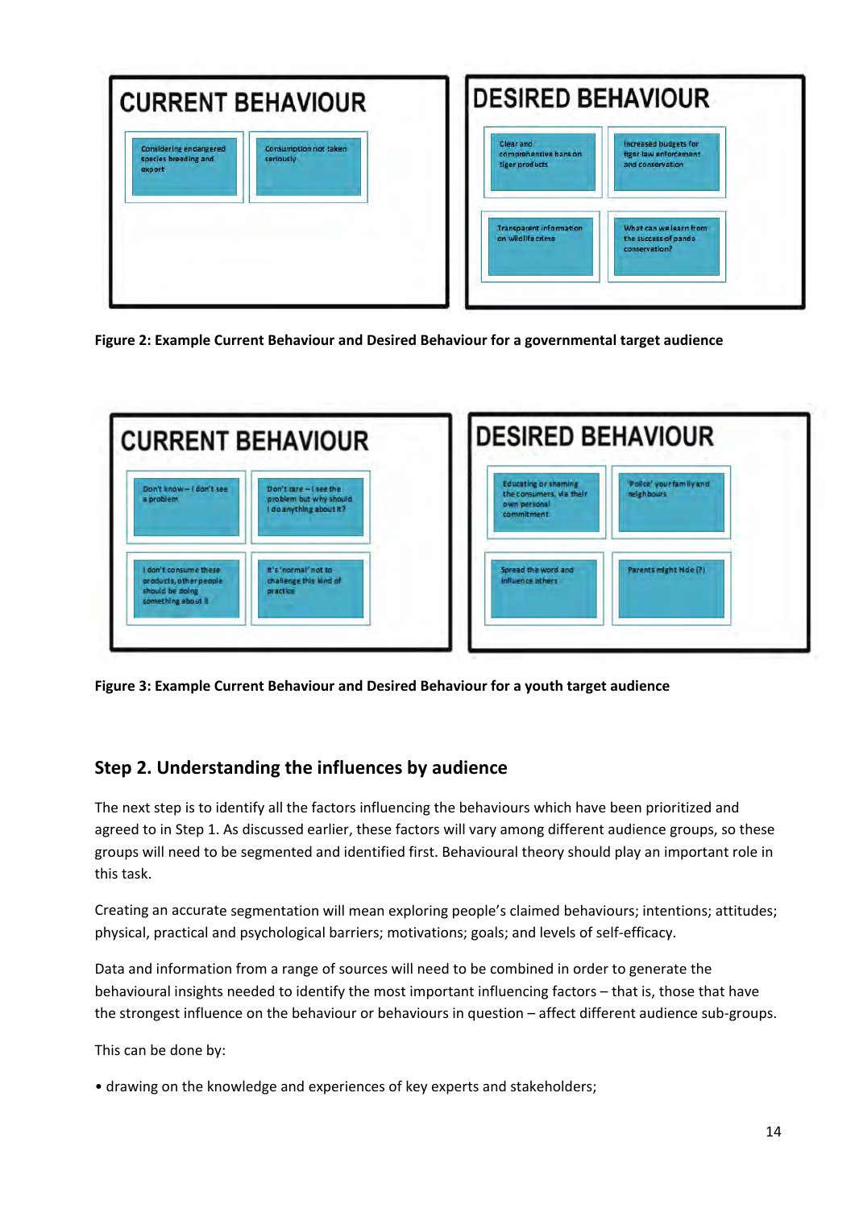CURRENT BEHAVIOUR

- Considering endangered species breeding and export
- Consumption not taken seriously

DESIRED BEHAVIOUR

- Clear and comprehensive bans on tiger products
- Increased budgets for tiger law enforcement and conservation
- Transparent information on wildlife crime
- What can we learn from the success of panda conservation?

**Figure 2: Example Current Behaviour and Desired Behaviour for a governmental target audience**

CURRENT BEHAVIOUR

- Don't know – I don't see a problem
- Don't care – I see the problem but why should I do anything about it?
- I don't consume these products, other people should be doing something about it
- It's 'normal' not to challenge this kind of practice

DESIRED BEHAVIOUR

- Educating or shaming the consumers, via their own personal commitment
- 'Police' your family and neighbours
- Spread the word and influence others
- Parents might hide (?)

**Figure 3: Example Current Behaviour and Desired Behaviour for a youth target audience**

## Step 2. Understanding the influences by audience

The next step is to identify all the factors influencing the behaviours which have been prioritized and agreed to in Step 1. As discussed earlier, these factors will vary among different audience groups, so these groups will need to be segmented and identified first. Behavioural theory should play an important role in this task.

Creating an accurate segmentation will mean exploring people's claimed behaviours; intentions; attitudes; physical, practical and psychological barriers; motivations; goals; and levels of self-efficacy.

Data and information from a range of sources will need to be combined in order to generate the behavioural insights needed to identify the most important influencing factors – that is, those that have the strongest influence on the behaviour or behaviours in question – affect different audience sub-groups.

This can be done by:

- drawing on the knowledge and experiences of key experts and stakeholders;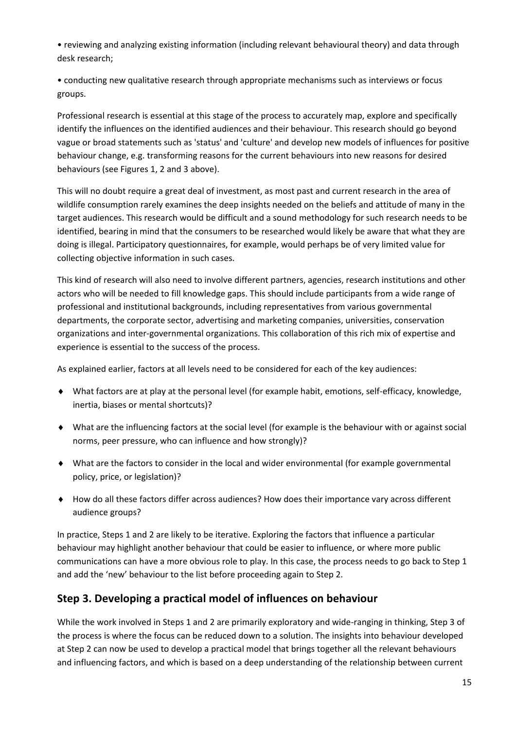- reviewing and analyzing existing information (including relevant behavioural theory) and data through desk research;

- conducting new qualitative research through appropriate mechanisms such as interviews or focus groups.

Professional research is essential at this stage of the process to accurately map, explore and specifically identify the influences on the identified audiences and their behaviour. This research should go beyond vague or broad statements such as 'status' and 'culture' and develop new models of influences for positive behaviour change, e.g. transforming reasons for the current behaviours into new reasons for desired behaviours (see Figures 1, 2 and 3 above).

This will no doubt require a great deal of investment, as most past and current research in the area of wildlife consumption rarely examines the deep insights needed on the beliefs and attitude of many in the target audiences. This research would be difficult and a sound methodology for such research needs to be identified, bearing in mind that the consumers to be researched would likely be aware that what they are doing is illegal. Participatory questionnaires, for example, would perhaps be of very limited value for collecting objective information in such cases.

This kind of research will also need to involve different partners, agencies, research institutions and other actors who will be needed to fill knowledge gaps. This should include participants from a wide range of professional and institutional backgrounds, including representatives from various governmental departments, the corporate sector, advertising and marketing companies, universities, conservation organizations and inter-governmental organizations. This collaboration of this rich mix of expertise and experience is essential to the success of the process.

As explained earlier, factors at all levels need to be considered for each of the key audiences:

- What factors are at play at the personal level (for example habit, emotions, self-efficacy, knowledge, inertia, biases or mental shortcuts)?
- What are the influencing factors at the social level (for example is the behaviour with or against social norms, peer pressure, who can influence and how strongly)?
- What are the factors to consider in the local and wider environmental (for example governmental policy, price, or legislation)?
- How do all these factors differ across audiences? How does their importance vary across different audience groups?

In practice, Steps 1 and 2 are likely to be iterative. Exploring the factors that influence a particular behaviour may highlight another behaviour that could be easier to influence, or where more public communications can have a more obvious role to play. In this case, the process needs to go back to Step 1 and add the 'new' behaviour to the list before proceeding again to Step 2.

## Step 3. Developing a practical model of influences on behaviour

While the work involved in Steps 1 and 2 are primarily exploratory and wide-ranging in thinking, Step 3 of the process is where the focus can be reduced down to a solution. The insights into behaviour developed at Step 2 can now be used to develop a practical model that brings together all the relevant behaviours and influencing factors, and which is based on a deep understanding of the relationship between current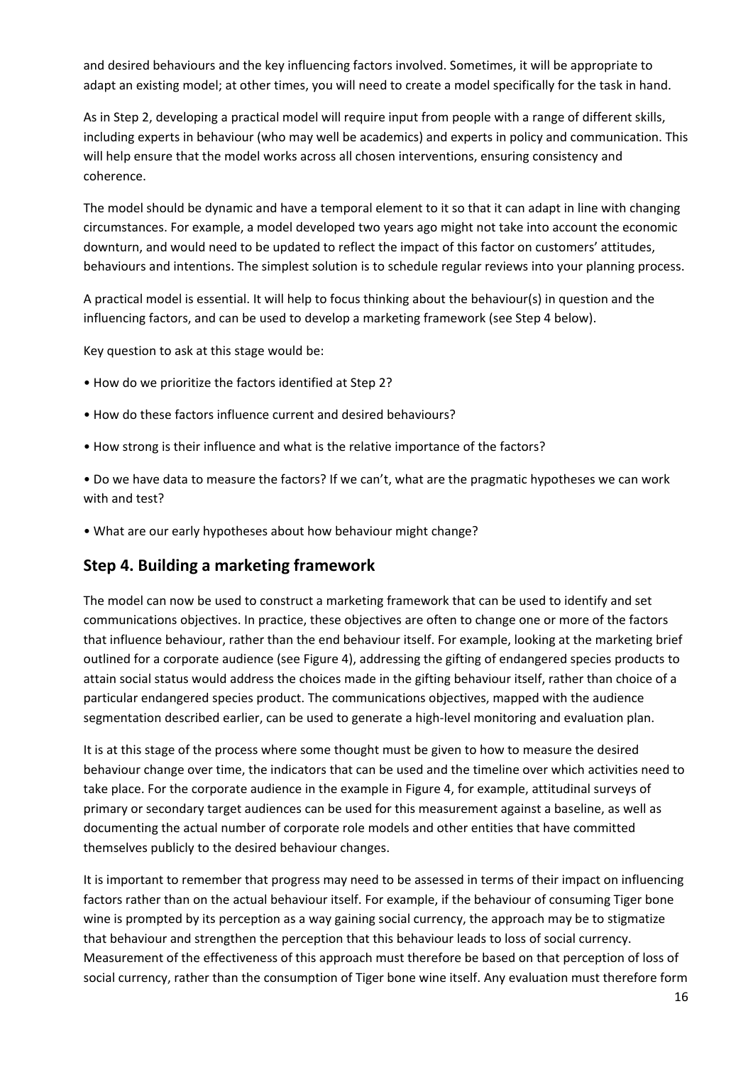and desired behaviours and the key influencing factors involved. Sometimes, it will be appropriate to adapt an existing model; at other times, you will need to create a model specifically for the task in hand.

As in Step 2, developing a practical model will require input from people with a range of different skills, including experts in behaviour (who may well be academics) and experts in policy and communication. This will help ensure that the model works across all chosen interventions, ensuring consistency and coherence.

The model should be dynamic and have a temporal element to it so that it can adapt in line with changing circumstances. For example, a model developed two years ago might not take into account the economic downturn, and would need to be updated to reflect the impact of this factor on customers' attitudes, behaviours and intentions. The simplest solution is to schedule regular reviews into your planning process.

A practical model is essential. It will help to focus thinking about the behaviour(s) in question and the influencing factors, and can be used to develop a marketing framework (see Step 4 below).

Key question to ask at this stage would be:

- How do we prioritize the factors identified at Step 2?
- How do these factors influence current and desired behaviours?
- How strong is their influence and what is the relative importance of the factors?
- Do we have data to measure the factors? If we can't, what are the pragmatic hypotheses we can work with and test?
- What are our early hypotheses about how behaviour might change?

## Step 4. Building a marketing framework

The model can now be used to construct a marketing framework that can be used to identify and set communications objectives. In practice, these objectives are often to change one or more of the factors that influence behaviour, rather than the end behaviour itself. For example, looking at the marketing brief outlined for a corporate audience (see Figure 4), addressing the gifting of endangered species products to attain social status would address the choices made in the gifting behaviour itself, rather than choice of a particular endangered species product. The communications objectives, mapped with the audience segmentation described earlier, can be used to generate a high-level monitoring and evaluation plan.

It is at this stage of the process where some thought must be given to how to measure the desired behaviour change over time, the indicators that can be used and the timeline over which activities need to take place. For the corporate audience in the example in Figure 4, for example, attitudinal surveys of primary or secondary target audiences can be used for this measurement against a baseline, as well as documenting the actual number of corporate role models and other entities that have committed themselves publicly to the desired behaviour changes.

It is important to remember that progress may need to be assessed in terms of their impact on influencing factors rather than on the actual behaviour itself. For example, if the behaviour of consuming Tiger bone wine is prompted by its perception as a way gaining social currency, the approach may be to stigmatize that behaviour and strengthen the perception that this behaviour leads to loss of social currency. Measurement of the effectiveness of this approach must therefore be based on that perception of loss of social currency, rather than the consumption of Tiger bone wine itself. Any evaluation must therefore form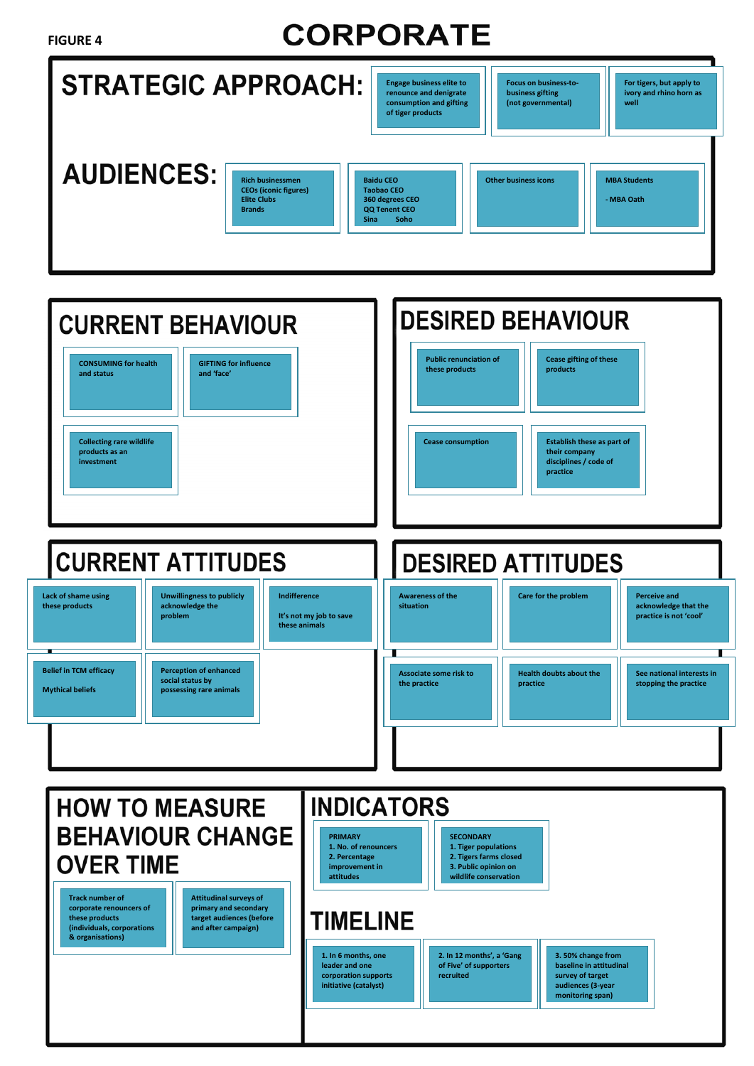FIGURE 4

# CORPORATE

## STRATEGIC APPROACH:

- Engage business elite to renounce and denigrate consumption and gifting of tiger products
- Focus on business-to-business gifting (not governmental)
- For tigers, but apply to ivory and rhino horn as well

## AUDIENCES:

- Rich businessmen
  CEOs (iconic figures)
  Elite Clubs
  Brands
- Baidu CEO
  Taobao CEO
  360 degrees CEO
  QQ Tenent CEO
  Sina Soho
- Other business icons
- MBA Students
  - MBA Oath

## CURRENT BEHAVIOUR

- CONSUMING for health and status
- GIFTING for influence and 'face'
- Collecting rare wildlife products as an investment

## DESIRED BEHAVIOUR

- Public renunciation of these products
- Cease gifting of these products
- Cease consumption
- Establish these as part of their company disciplines / code of practice

## CURRENT ATTITUDES

- Lack of shame using these products
- Unwillingness to publicly acknowledge the problem
- Indifference
  It's not my job to save these animals
- Belief in TCM efficacy
  Mythical beliefs
- Perception of enhanced social status by possessing rare animals

## DESIRED ATTITUDES

- Awareness of the situation
- Care for the problem
- Perceive and acknowledge that the practice is not 'cool'
- Associate some risk to the practice
- Health doubts about the practice
- See national interests in stopping the practice

## HOW TO MEASURE BEHAVIOUR CHANGE OVER TIME

- Track number of corporate renouncers of these products (individuals, corporations & organisations)
- Attitudinal surveys of primary and secondary target audiences (before and after campaign)

## INDICATORS

- PRIMARY
  1. No. of renouncers
  2. Percentage improvement in attitudes
- SECONDARY
  1. Tiger populations
  2. Tigers farms closed
  3. Public opinion on wildlife conservation

## TIMELINE

- 1. In 6 months, one leader and one corporation supports initiative (catalyst)
- 2. In 12 months', a 'Gang of Five' of supporters recruited
- 3. 50% change from baseline in attitudinal survey of target audiences (3-year monitoring span)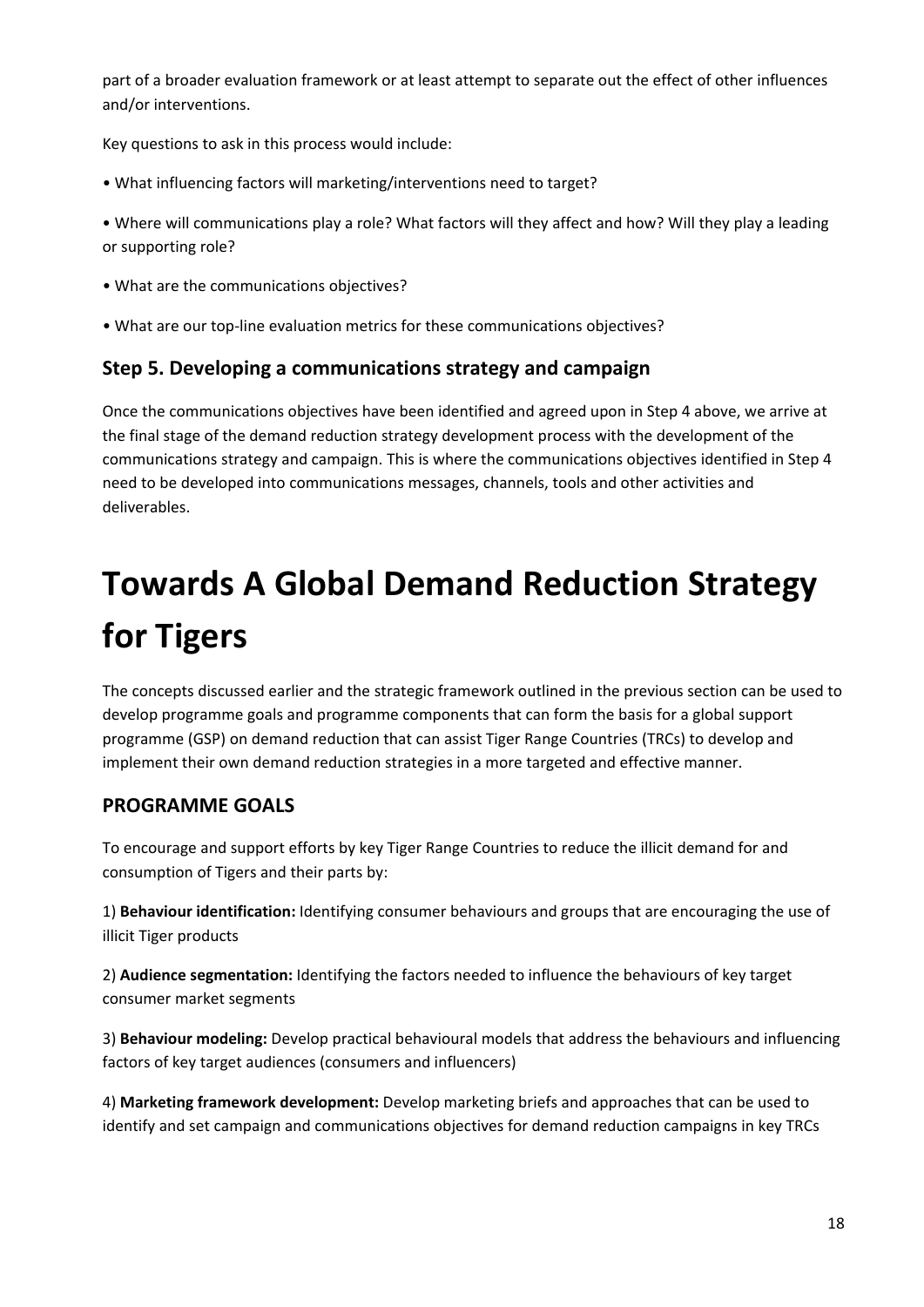part of a broader evaluation framework or at least attempt to separate out the effect of other influences and/or interventions.

Key questions to ask in this process would include:

- What influencing factors will marketing/interventions need to target?
- Where will communications play a role? What factors will they affect and how? Will they play a leading or supporting role?
- What are the communications objectives?
- What are our top-line evaluation metrics for these communications objectives?

### Step 5. Developing a communications strategy and campaign

Once the communications objectives have been identified and agreed upon in Step 4 above, we arrive at the final stage of the demand reduction strategy development process with the development of the communications strategy and campaign. This is where the communications objectives identified in Step 4 need to be developed into communications messages, channels, tools and other activities and deliverables.

# Towards A Global Demand Reduction Strategy for Tigers

The concepts discussed earlier and the strategic framework outlined in the previous section can be used to develop programme goals and programme components that can form the basis for a global support programme (GSP) on demand reduction that can assist Tiger Range Countries (TRCs) to develop and implement their own demand reduction strategies in a more targeted and effective manner.

### PROGRAMME GOALS

To encourage and support efforts by key Tiger Range Countries to reduce the illicit demand for and consumption of Tigers and their parts by:

1) **Behaviour identification:** Identifying consumer behaviours and groups that are encouraging the use of illicit Tiger products

2) **Audience segmentation:** Identifying the factors needed to influence the behaviours of key target consumer market segments

3) **Behaviour modeling:** Develop practical behavioural models that address the behaviours and influencing factors of key target audiences (consumers and influencers)

4) **Marketing framework development:** Develop marketing briefs and approaches that can be used to identify and set campaign and communications objectives for demand reduction campaigns in key TRCs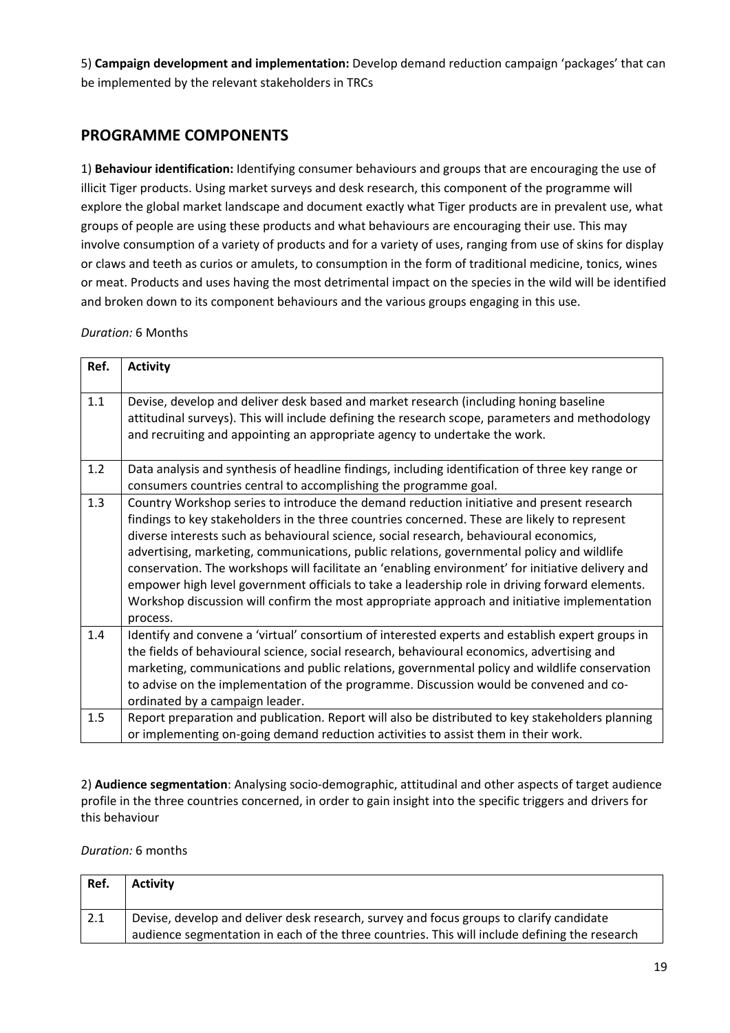5) **Campaign development and implementation:** Develop demand reduction campaign 'packages' that can be implemented by the relevant stakeholders in TRCs

## PROGRAMME COMPONENTS

1) **Behaviour identification:** Identifying consumer behaviours and groups that are encouraging the use of illicit Tiger products. Using market surveys and desk research, this component of the programme will explore the global market landscape and document exactly what Tiger products are in prevalent use, what groups of people are using these products and what behaviours are encouraging their use. This may involve consumption of a variety of products and for a variety of uses, ranging from use of skins for display or claws and teeth as curios or amulets, to consumption in the form of traditional medicine, tonics, wines or meat. Products and uses having the most detrimental impact on the species in the wild will be identified and broken down to its component behaviours and the various groups engaging in this use.

*Duration:* 6 Months

| Ref. | Activity |
|---|---|
| 1.1 | Devise, develop and deliver desk based and market research (including honing baseline attitudinal surveys). This will include defining the research scope, parameters and methodology and recruiting and appointing an appropriate agency to undertake the work. |
| 1.2 | Data analysis and synthesis of headline findings, including identification of three key range or consumers countries central to accomplishing the programme goal. |
| 1.3 | Country Workshop series to introduce the demand reduction initiative and present research findings to key stakeholders in the three countries concerned. These are likely to represent diverse interests such as behavioural science, social research, behavioural economics, advertising, marketing, communications, public relations, governmental policy and wildlife conservation. The workshops will facilitate an 'enabling environment' for initiative delivery and empower high level government officials to take a leadership role in driving forward elements. Workshop discussion will confirm the most appropriate approach and initiative implementation process. |
| 1.4 | Identify and convene a 'virtual' consortium of interested experts and establish expert groups in the fields of behavioural science, social research, behavioural economics, advertising and marketing, communications and public relations, governmental policy and wildlife conservation to advise on the implementation of the programme. Discussion would be convened and co-ordinated by a campaign leader. |
| 1.5 | Report preparation and publication. Report will also be distributed to key stakeholders planning or implementing on-going demand reduction activities to assist them in their work. |

2) **Audience segmentation**: Analysing socio-demographic, attitudinal and other aspects of target audience profile in the three countries concerned, in order to gain insight into the specific triggers and drivers for this behaviour

*Duration:* 6 months

| Ref. | Activity |
|---|---|
| 2.1 | Devise, develop and deliver desk research, survey and focus groups to clarify candidate audience segmentation in each of the three countries. This will include defining the research |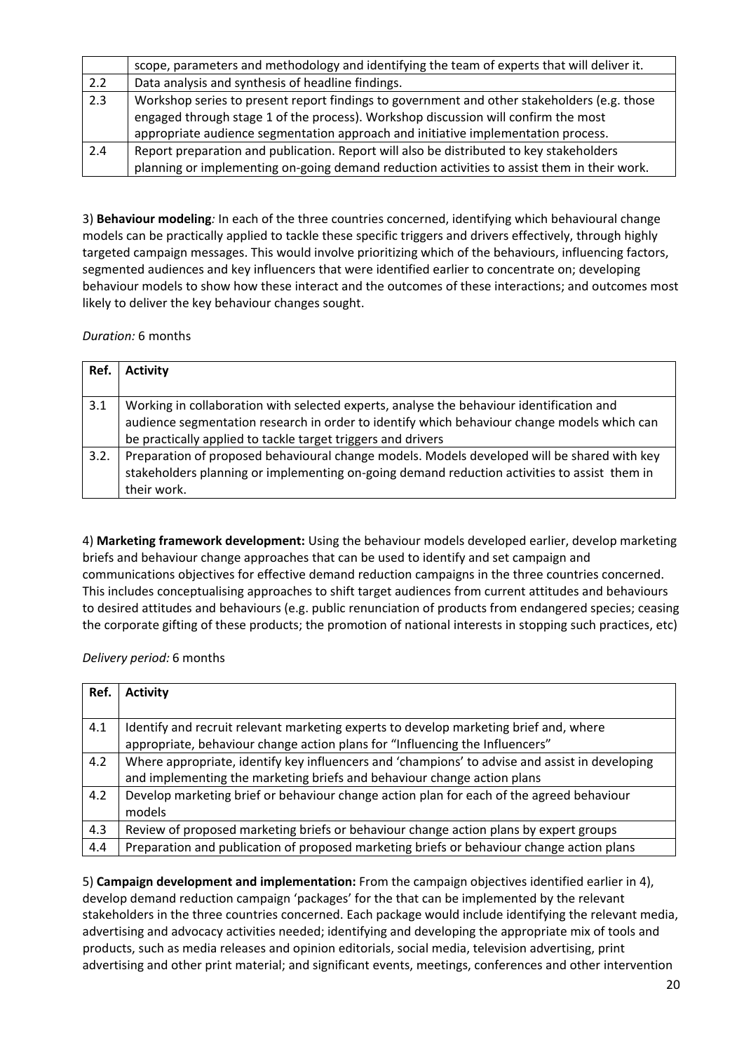| | |
|---|---|
| | scope, parameters and methodology and identifying the team of experts that will deliver it. |
| 2.2 | Data analysis and synthesis of headline findings. |
| 2.3 | Workshop series to present report findings to government and other stakeholders (e.g. those engaged through stage 1 of the process). Workshop discussion will confirm the most appropriate audience segmentation approach and initiative implementation process. |
| 2.4 | Report preparation and publication. Report will also be distributed to key stakeholders planning or implementing on-going demand reduction activities to assist them in their work. |

3) **Behaviour modeling***:* In each of the three countries concerned, identifying which behavioural change models can be practically applied to tackle these specific triggers and drivers effectively, through highly targeted campaign messages. This would involve prioritizing which of the behaviours, influencing factors, segmented audiences and key influencers that were identified earlier to concentrate on; developing behaviour models to show how these interact and the outcomes of these interactions; and outcomes most likely to deliver the key behaviour changes sought.

*Duration:* 6 months

| Ref. | Activity |
|---|---|
| 3.1 | Working in collaboration with selected experts, analyse the behaviour identification and audience segmentation research in order to identify which behaviour change models which can be practically applied to tackle target triggers and drivers |
| 3.2. | Preparation of proposed behavioural change models. Models developed will be shared with key stakeholders planning or implementing on-going demand reduction activities to assist them in their work. |

4) **Marketing framework development:** Using the behaviour models developed earlier, develop marketing briefs and behaviour change approaches that can be used to identify and set campaign and communications objectives for effective demand reduction campaigns in the three countries concerned. This includes conceptualising approaches to shift target audiences from current attitudes and behaviours to desired attitudes and behaviours (e.g. public renunciation of products from endangered species; ceasing the corporate gifting of these products; the promotion of national interests in stopping such practices, etc)

*Delivery period:* 6 months

| Ref. | Activity |
|---|---|
| 4.1 | Identify and recruit relevant marketing experts to develop marketing brief and, where appropriate, behaviour change action plans for "Influencing the Influencers" |
| 4.2 | Where appropriate, identify key influencers and 'champions' to advise and assist in developing and implementing the marketing briefs and behaviour change action plans |
| 4.2 | Develop marketing brief or behaviour change action plan for each of the agreed behaviour models |
| 4.3 | Review of proposed marketing briefs or behaviour change action plans by expert groups |
| 4.4 | Preparation and publication of proposed marketing briefs or behaviour change action plans |

5) **Campaign development and implementation:** From the campaign objectives identified earlier in 4), develop demand reduction campaign 'packages' for the that can be implemented by the relevant stakeholders in the three countries concerned. Each package would include identifying the relevant media, advertising and advocacy activities needed; identifying and developing the appropriate mix of tools and products, such as media releases and opinion editorials, social media, television advertising, print advertising and other print material; and significant events, meetings, conferences and other intervention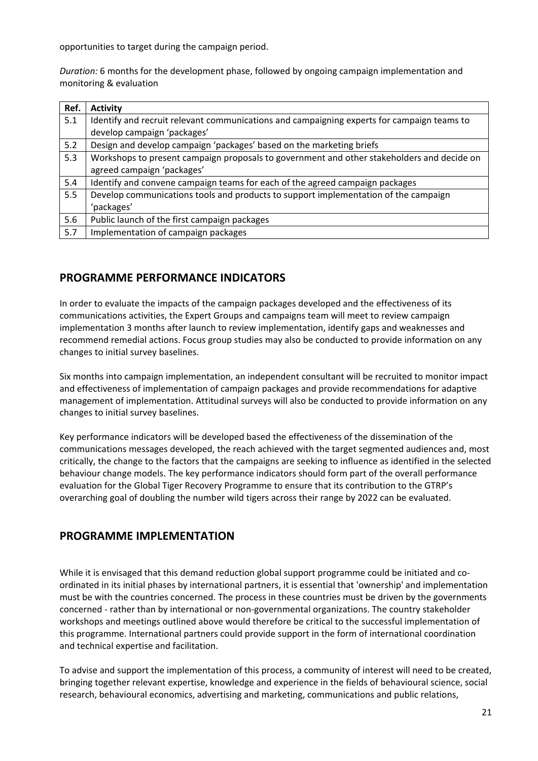opportunities to target during the campaign period.

*Duration:* 6 months for the development phase, followed by ongoing campaign implementation and monitoring & evaluation

| Ref. | Activity |
| --- | --- |
| 5.1 | Identify and recruit relevant communications and campaigning experts for campaign teams to develop campaign 'packages' |
| 5.2 | Design and develop campaign 'packages' based on the marketing briefs |
| 5.3 | Workshops to present campaign proposals to government and other stakeholders and decide on agreed campaign 'packages' |
| 5.4 | Identify and convene campaign teams for each of the agreed campaign packages |
| 5.5 | Develop communications tools and products to support implementation of the campaign 'packages' |
| 5.6 | Public launch of the first campaign packages |
| 5.7 | Implementation of campaign packages |

## PROGRAMME PERFORMANCE INDICATORS

In order to evaluate the impacts of the campaign packages developed and the effectiveness of its communications activities, the Expert Groups and campaigns team will meet to review campaign implementation 3 months after launch to review implementation, identify gaps and weaknesses and recommend remedial actions. Focus group studies may also be conducted to provide information on any changes to initial survey baselines.

Six months into campaign implementation, an independent consultant will be recruited to monitor impact and effectiveness of implementation of campaign packages and provide recommendations for adaptive management of implementation. Attitudinal surveys will also be conducted to provide information on any changes to initial survey baselines.

Key performance indicators will be developed based the effectiveness of the dissemination of the communications messages developed, the reach achieved with the target segmented audiences and, most critically, the change to the factors that the campaigns are seeking to influence as identified in the selected behaviour change models. The key performance indicators should form part of the overall performance evaluation for the Global Tiger Recovery Programme to ensure that its contribution to the GTRP's overarching goal of doubling the number wild tigers across their range by 2022 can be evaluated.

## PROGRAMME IMPLEMENTATION

While it is envisaged that this demand reduction global support programme could be initiated and co-ordinated in its initial phases by international partners, it is essential that 'ownership' and implementation must be with the countries concerned. The process in these countries must be driven by the governments concerned - rather than by international or non-governmental organizations. The country stakeholder workshops and meetings outlined above would therefore be critical to the successful implementation of this programme. International partners could provide support in the form of international coordination and technical expertise and facilitation.

To advise and support the implementation of this process, a community of interest will need to be created, bringing together relevant expertise, knowledge and experience in the fields of behavioural science, social research, behavioural economics, advertising and marketing, communications and public relations,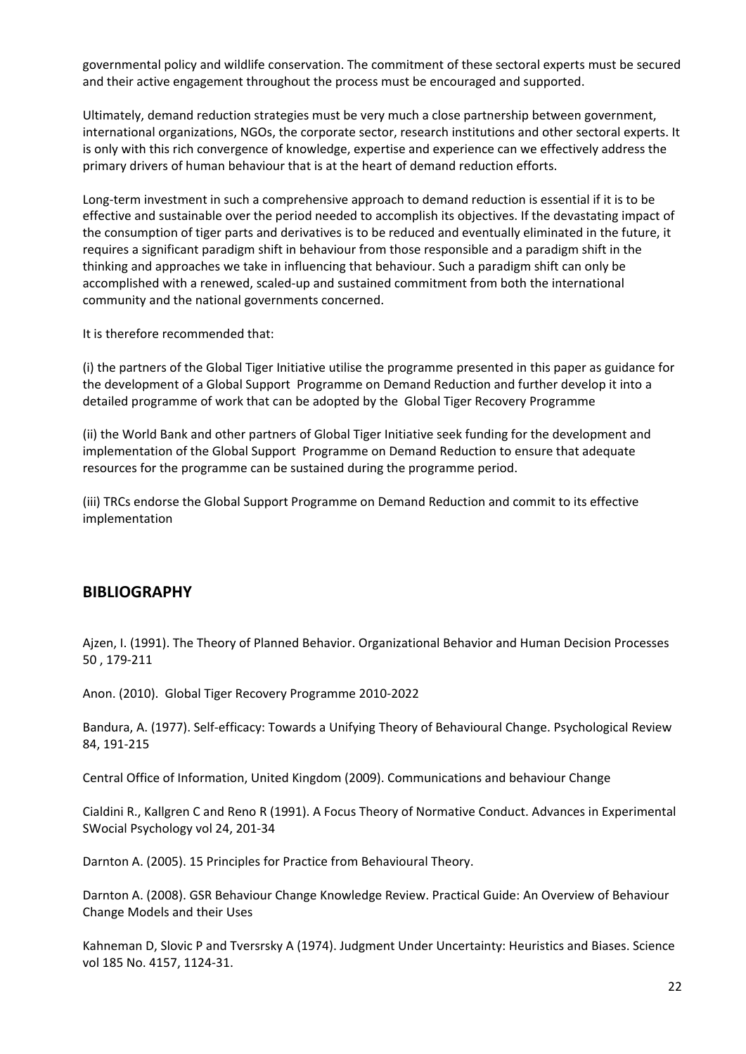governmental policy and wildlife conservation. The commitment of these sectoral experts must be secured and their active engagement throughout the process must be encouraged and supported.

Ultimately, demand reduction strategies must be very much a close partnership between government, international organizations, NGOs, the corporate sector, research institutions and other sectoral experts. It is only with this rich convergence of knowledge, expertise and experience can we effectively address the primary drivers of human behaviour that is at the heart of demand reduction efforts.

Long-term investment in such a comprehensive approach to demand reduction is essential if it is to be effective and sustainable over the period needed to accomplish its objectives. If the devastating impact of the consumption of tiger parts and derivatives is to be reduced and eventually eliminated in the future, it requires a significant paradigm shift in behaviour from those responsible and a paradigm shift in the thinking and approaches we take in influencing that behaviour. Such a paradigm shift can only be accomplished with a renewed, scaled-up and sustained commitment from both the international community and the national governments concerned.

It is therefore recommended that:

(i) the partners of the Global Tiger Initiative utilise the programme presented in this paper as guidance for the development of a Global Support Programme on Demand Reduction and further develop it into a detailed programme of work that can be adopted by the Global Tiger Recovery Programme

(ii) the World Bank and other partners of Global Tiger Initiative seek funding for the development and implementation of the Global Support Programme on Demand Reduction to ensure that adequate resources for the programme can be sustained during the programme period.

(iii) TRCs endorse the Global Support Programme on Demand Reduction and commit to its effective implementation

## BIBLIOGRAPHY

Ajzen, I. (1991). The Theory of Planned Behavior. Organizational Behavior and Human Decision Processes 50 , 179-211

Anon. (2010). Global Tiger Recovery Programme 2010-2022

Bandura, A. (1977). Self-efficacy: Towards a Unifying Theory of Behavioural Change. Psychological Review 84, 191-215

Central Office of Information, United Kingdom (2009). Communications and behaviour Change

Cialdini R., Kallgren C and Reno R (1991). A Focus Theory of Normative Conduct. Advances in Experimental SWocial Psychology vol 24, 201-34

Darnton A. (2005). 15 Principles for Practice from Behavioural Theory.

Darnton A. (2008). GSR Behaviour Change Knowledge Review. Practical Guide: An Overview of Behaviour Change Models and their Uses

Kahneman D, Slovic P and Tversrsky A (1974). Judgment Under Uncertainty: Heuristics and Biases. Science vol 185 No. 4157, 1124-31.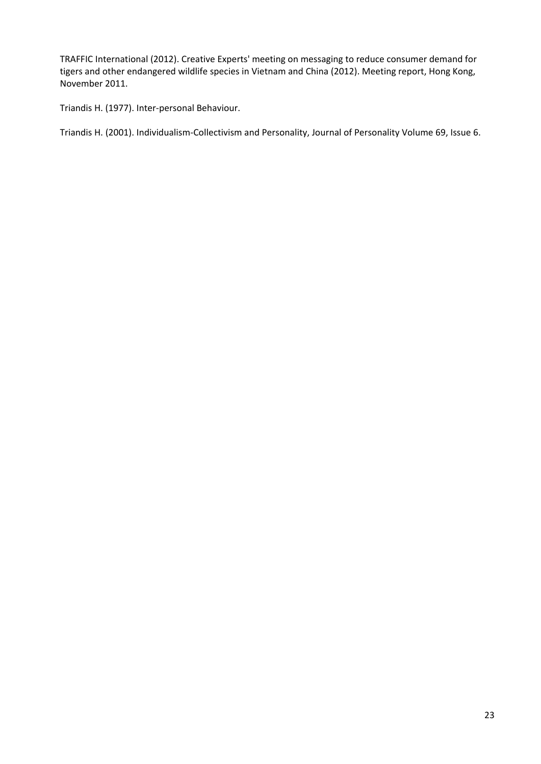TRAFFIC International (2012). Creative Experts' meeting on messaging to reduce consumer demand for tigers and other endangered wildlife species in Vietnam and China (2012). Meeting report, Hong Kong, November 2011.

Triandis H. (1977). Inter-personal Behaviour.

Triandis H. (2001). Individualism-Collectivism and Personality, Journal of Personality Volume 69, Issue 6.